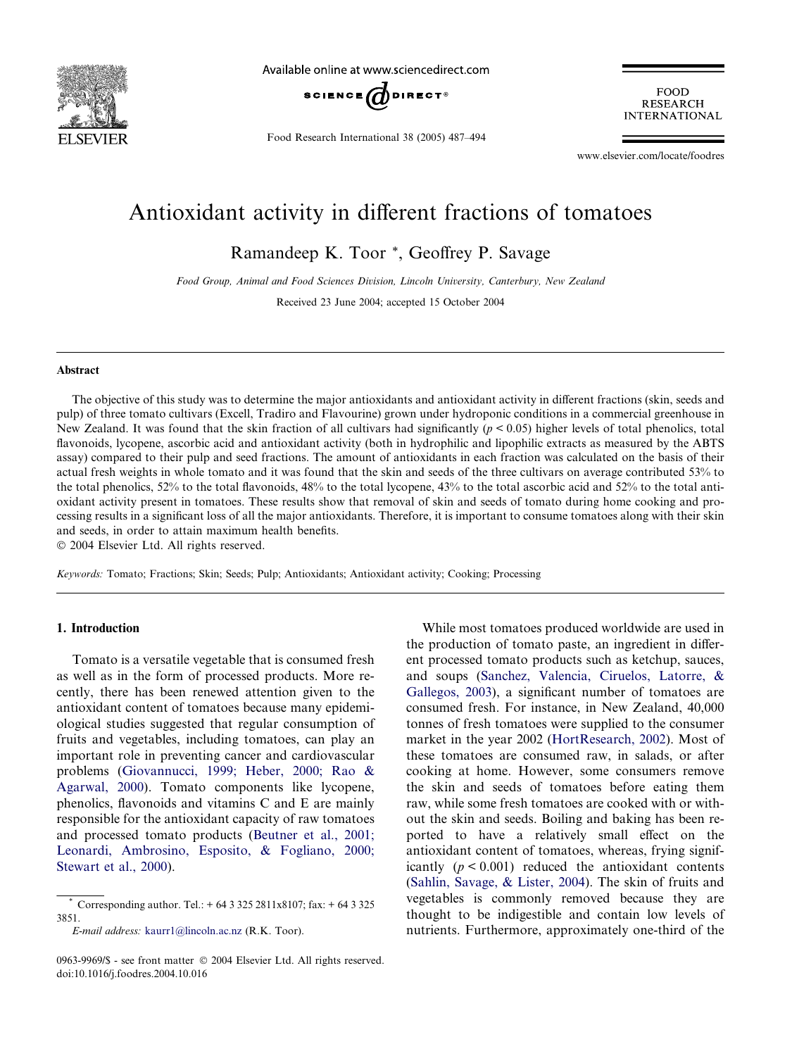# Antioxidant activity in different fractions of tomatoes

Ramandeep K. Toor *, Geoffrey P. Savage

*Food Group, Animal and Food Sciences Division, Lincoln University, Canterbury, New Zealand*

Received 23 June 2004; accepted 15 October 2004

## Abstract

The objective of this study was to determine the major antioxidants and antioxidant activity in different fractions (skin, seeds and pulp) of three tomato cultivars (Excell, Tradiro and Flavourine) grown under hydroponic conditions in a commercial greenhouse in New Zealand. It was found that the skin fraction of all cultivars had significantly ($p < 0.05$) higher levels of total phenolics, total flavonoids, lycopene, ascorbic acid and antioxidant activity (both in hydrophilic and lipophilic extracts as measured by the ABTS assay) compared to their pulp and seed fractions. The amount of antioxidants in each fraction was calculated on the basis of their actual fresh weights in whole tomato and it was found that the skin and seeds of the three cultivars on average contributed 53% to the total phenolics, 52% to the total flavonoids, 48% to the total lycopene, 43% to the total ascorbic acid and 52% to the total antioxidant activity present in tomatoes. These results show that removal of skin and seeds of tomato during home cooking and processing results in a significant loss of all the major antioxidants. Therefore, it is important to consume tomatoes along with their skin and seeds, in order to attain maximum health benefits.

© 2004 Elsevier Ltd. All rights reserved.

*Keywords:* Tomato; Fractions; Skin; Seeds; Pulp; Antioxidants; Antioxidant activity; Cooking; Processing

## 1. Introduction

Tomato is a versatile vegetable that is consumed fresh as well as in the form of processed products. More recently, there has been renewed attention given to the antioxidant content of tomatoes because many epidemiological studies suggested that regular consumption of fruits and vegetables, including tomatoes, can play an important role in preventing cancer and cardiovascular problems (Giovannucci, 1999; Heber, 2000; Rao & Agarwal, 2000). Tomato components like lycopene, phenolics, flavonoids and vitamins C and E are mainly responsible for the antioxidant capacity of raw tomatoes and processed tomato products (Beutner et al., 2001; Leonardi, Ambrosino, Esposito, & Fogliano, 2000; Stewart et al., 2000).

While most tomatoes produced worldwide are used in the production of tomato paste, an ingredient in different processed tomato products such as ketchup, sauces, and soups (Sanchez, Valencia, Ciruelos, Latorre, & Gallegos, 2003), a significant number of tomatoes are consumed fresh. For instance, in New Zealand, 40,000 tonnes of fresh tomatoes were supplied to the consumer market in the year 2002 (HortResearch, 2002). Most of these tomatoes are consumed raw, in salads, or after cooking at home. However, some consumers remove the skin and seeds of tomatoes before eating them raw, while some fresh tomatoes are cooked with or without the skin and seeds. Boiling and baking has been reported to have a relatively small effect on the antioxidant content of tomatoes, whereas, frying significantly ($p < 0.001$) reduced the antioxidant contents (Sahlin, Savage, & Lister, 2004). The skin of fruits and vegetables is commonly removed because they are thought to be indigestible and contain low levels of nutrients. Furthermore, approximately one-third of the

* Corresponding author. Tel.: + 64 3 325 2811x8107; fax: + 64 3 325 3851.
*E-mail address:* kaurr1@lincoln.ac.nz (R.K. Toor).

0963-9969/$ - see front matter © 2004 Elsevier Ltd. All rights reserved.
doi:10.1016/j.foodres.2004.10.016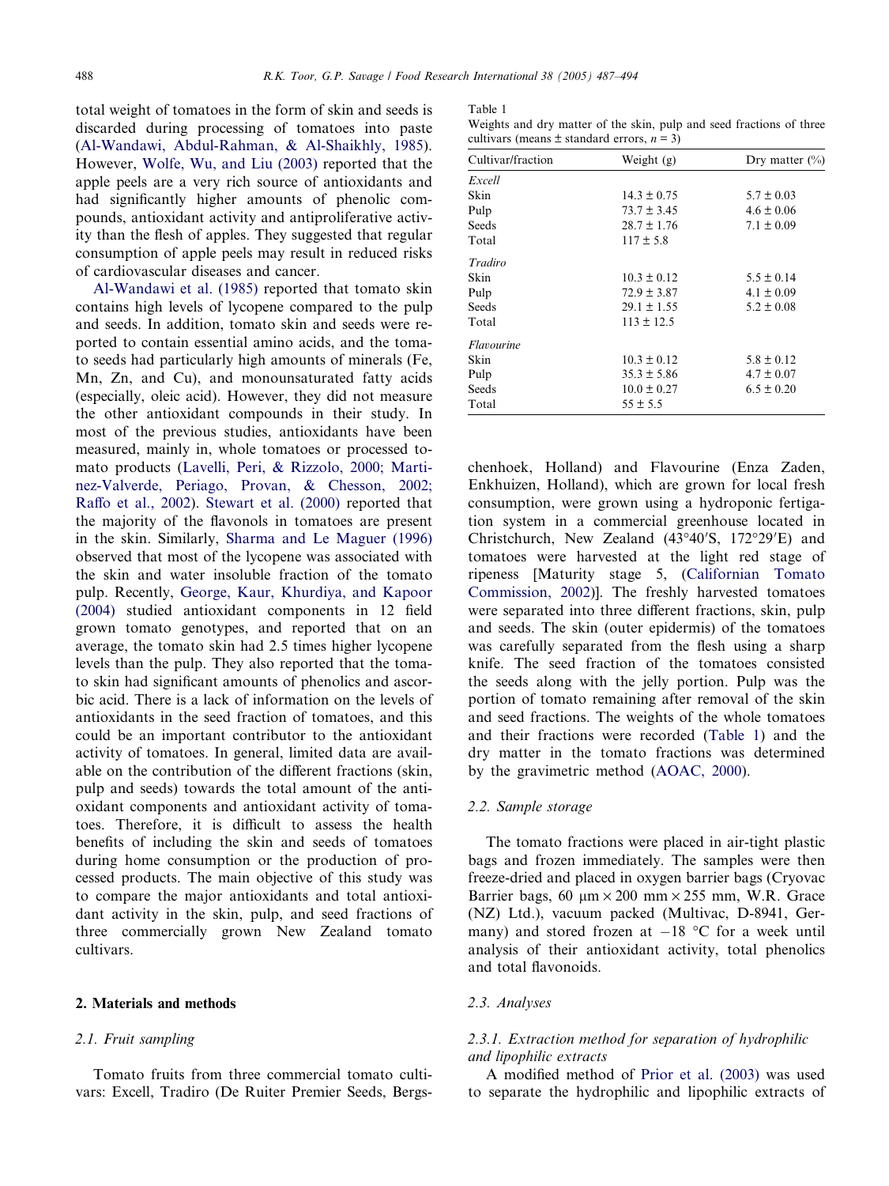total weight of tomatoes in the form of skin and seeds is discarded during processing of tomatoes into paste (Al-Wandawi, Abdul-Rahman, & Al-Shaikhly, 1985). However, Wolfe, Wu, and Liu (2003) reported that the apple peels are a very rich source of antioxidants and had significantly higher amounts of phenolic compounds, antioxidant activity and antiproliferative activity than the flesh of apples. They suggested that regular consumption of apple peels may result in reduced risks of cardiovascular diseases and cancer.

Al-Wandawi et al. (1985) reported that tomato skin contains high levels of lycopene compared to the pulp and seeds. In addition, tomato skin and seeds were reported to contain essential amino acids, and the tomato seeds had particularly high amounts of minerals (Fe, Mn, Zn, and Cu), and monounsaturated fatty acids (especially, oleic acid). However, they did not measure the other antioxidant compounds in their study. In most of the previous studies, antioxidants have been measured, mainly in, whole tomatoes or processed tomato products (Lavelli, Peri, & Rizzolo, 2000; Martinez-Valverde, Periago, Provan, & Chesson, 2002; Raffo et al., 2002). Stewart et al. (2000) reported that the majority of the flavonols in tomatoes are present in the skin. Similarly, Sharma and Le Maguer (1996) observed that most of the lycopene was associated with the skin and water insoluble fraction of the tomato pulp. Recently, George, Kaur, Khurdiya, and Kapoor (2004) studied antioxidant components in 12 field grown tomato genotypes, and reported that on an average, the tomato skin had 2.5 times higher lycopene levels than the pulp. They also reported that the tomato skin had significant amounts of phenolics and ascorbic acid. There is a lack of information on the levels of antioxidants in the seed fraction of tomatoes, and this could be an important contributor to the antioxidant activity of tomatoes. In general, limited data are available on the contribution of the different fractions (skin, pulp and seeds) towards the total amount of the antioxidant components and antioxidant activity of tomatoes. Therefore, it is difficult to assess the health benefits of including the skin and seeds of tomatoes during home consumption or the production of processed products. The main objective of this study was to compare the major antioxidants and total antioxidant activity in the skin, pulp, and seed fractions of three commercially grown New Zealand tomato cultivars.

## 2. Materials and methods

### 2.1. Fruit sampling

Tomato fruits from three commercial tomato cultivars: Excell, Tradiro (De Ruiter Premier Seeds, Bergschenhoek, Holland) and Flavourine (Enza Zaden, Enkhuizen, Holland), which are grown for local fresh consumption, were grown using a hydroponic fertigation system in a commercial greenhouse located in Christchurch, New Zealand (43°40′S, 172°29′E) and tomatoes were harvested at the light red stage of ripeness [Maturity stage 5, (Californian Tomato Commission, 2002)]. The freshly harvested tomatoes were separated into three different fractions, skin, pulp and seeds. The skin (outer epidermis) of the tomatoes was carefully separated from the flesh using a sharp knife. The seed fraction of the tomatoes consisted the seeds along with the jelly portion. Pulp was the portion of tomato remaining after removal of the skin and seed fractions. The weights of the whole tomatoes and their fractions were recorded (Table 1) and the dry matter in the tomato fractions was determined by the gravimetric method (AOAC, 2000).

Table 1
Weights and dry matter of the skin, pulp and seed fractions of three cultivars (means ± standard errors, $n = 3$)

| Cultivar/fraction | Weight (g) | Dry matter (%) |
|---|---|---|
| *Excell* | | |
| Skin | 14.3 ± 0.75 | 5.7 ± 0.03 |
| Pulp | 73.7 ± 3.45 | 4.6 ± 0.06 |
| Seeds | 28.7 ± 1.76 | 7.1 ± 0.09 |
| Total | 117 ± 5.8 | |
| *Tradiro* | | |
| Skin | 10.3 ± 0.12 | 5.5 ± 0.14 |
| Pulp | 72.9 ± 3.87 | 4.1 ± 0.09 |
| Seeds | 29.1 ± 1.55 | 5.2 ± 0.08 |
| Total | 113 ± 12.5 | |
| *Flavourine* | | |
| Skin | 10.3 ± 0.12 | 5.8 ± 0.12 |
| Pulp | 35.3 ± 5.86 | 4.7 ± 0.07 |
| Seeds | 10.0 ± 0.27 | 6.5 ± 0.20 |
| Total | 55 ± 5.5 | |

### 2.2. Sample storage

The tomato fractions were placed in air-tight plastic bags and frozen immediately. The samples were then freeze-dried and placed in oxygen barrier bags (Cryovac Barrier bags, 60 μm × 200 mm × 255 mm, W.R. Grace (NZ) Ltd.), vacuum packed (Multivac, D-8941, Germany) and stored frozen at −18 °C for a week until analysis of their antioxidant activity, total phenolics and total flavonoids.

### 2.3. Analyses

#### 2.3.1. Extraction method for separation of hydrophilic and lipophilic extracts

A modified method of Prior et al. (2003) was used to separate the hydrophilic and lipophilic extracts of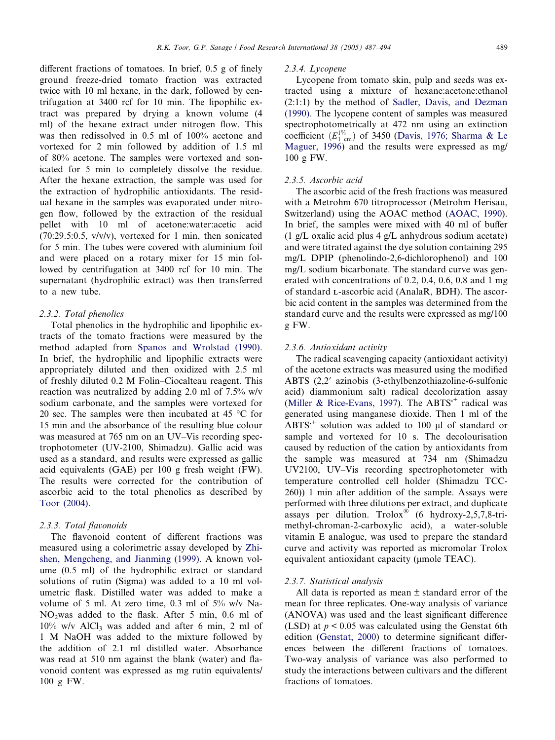different fractions of tomatoes. In brief, 0.5 g of finely ground freeze-dried tomato fraction was extracted twice with 10 ml hexane, in the dark, followed by centrifugation at 3400 rcf for 10 min. The lipophilic extract was prepared by drying a known volume (4 ml) of the hexane extract under nitrogen flow. This was then redissolved in 0.5 ml of 100% acetone and vortexed for 2 min followed by addition of 1.5 ml of 80% acetone. The samples were vortexed and sonicated for 5 min to completely dissolve the residue. After the hexane extraction, the sample was used for the extraction of hydrophilic antioxidants. The residual hexane in the samples was evaporated under nitrogen flow, followed by the extraction of the residual pellet with 10 ml of acetone:water:acetic acid (70:29.5:0.5, v/v/v), vortexed for 1 min, then sonicated for 5 min. The tubes were covered with aluminium foil and were placed on a rotary mixer for 15 min followed by centrifugation at 3400 rcf for 10 min. The supernatant (hydrophilic extract) was then transferred to a new tube.

### 2.3.2. Total phenolics

Total phenolics in the hydrophilic and lipophilic extracts of the tomato fractions were measured by the method adapted from Spanos and Wrolstad (1990). In brief, the hydrophilic and lipophilic extracts were appropriately diluted and then oxidized with 2.5 ml of freshly diluted 0.2 M Folin–Ciocalteau reagent. This reaction was neutralized by adding 2.0 ml of 7.5% w/v sodium carbonate, and the samples were vortexed for 20 sec. The samples were then incubated at 45 °C for 15 min and the absorbance of the resulting blue colour was measured at 765 nm on an UV–Vis recording spectrophotometer (UV-2100, Shimadzu). Gallic acid was used as a standard, and results were expressed as gallic acid equivalents (GAE) per 100 g fresh weight (FW). The results were corrected for the contribution of ascorbic acid to the total phenolics as described by Toor (2004).

### 2.3.3. Total flavonoids

The flavonoid content of different fractions was measured using a colorimetric assay developed by Zhishen, Mengcheng, and Jianming (1999). A known volume (0.5 ml) of the hydrophilic extract or standard solutions of rutin (Sigma) was added to a 10 ml volumetric flask. Distilled water was added to make a volume of 5 ml. At zero time, 0.3 ml of 5% w/v $NaNO_2$ was added to the flask. After 5 min, 0.6 ml of 10% w/v $AlCl_3$ was added and after 6 min, 2 ml of 1 M NaOH was added to the mixture followed by the addition of 2.1 ml distilled water. Absorbance was read at 510 nm against the blank (water) and flavonoid content was expressed as mg rutin equivalents/100 g FW.

### 2.3.4. Lycopene

Lycopene from tomato skin, pulp and seeds was extracted using a mixture of hexane:acetone:ethanol (2:1:1) by the method of Sadler, Davis, and Dezman (1990). The lycopene content of samples was measured spectrophotometrically at 472 nm using an extinction coefficient ($E^{1\%}_{1\text{ cm}}$) of 3450 (Davis, 1976; Sharma & Le Maguer, 1996) and the results were expressed as mg/100 g FW.

### 2.3.5. Ascorbic acid

The ascorbic acid of the fresh fractions was measured with a Metrohm 670 titroprocessor (Metrohm Herisau, Switzerland) using the AOAC method (AOAC, 1990). In brief, the samples were mixed with 40 ml of buffer (1 g/L oxalic acid plus 4 g/L anhydrous sodium acetate) and were titrated against the dye solution containing 295 mg/L DPIP (phenolindo-2,6-dichlorophenol) and 100 mg/L sodium bicarbonate. The standard curve was generated with concentrations of 0.2, 0.4, 0.6, 0.8 and 1 mg of standard L-ascorbic acid (AnalaR, BDH). The ascorbic acid content in the samples was determined from the standard curve and the results were expressed as mg/100 g FW.

### 2.3.6. Antioxidant activity

The radical scavenging capacity (antioxidant activity) of the acetone extracts was measured using the modified ABTS (2,2′ azinobis (3-ethylbenzothiazoline-6-sulfonic acid) diammonium salt) radical decolorization assay (Miller & Rice-Evans, 1997). The $ABTS^{\cdot+}$ radical was generated using manganese dioxide. Then 1 ml of the $ABTS^{\cdot+}$ solution was added to 100 μl of standard or sample and vortexed for 10 s. The decolourisation caused by reduction of the cation by antioxidants from the sample was measured at 734 nm (Shimadzu UV2100, UV–Vis recording spectrophotometer with temperature controlled cell holder (Shimadzu TCC-260)) 1 min after addition of the sample. Assays were performed with three dilutions per extract, and duplicate assays per dilution. Trolox® (6 hydroxy-2,5,7,8-tri-methyl-chroman-2-carboxylic acid), a water-soluble vitamin E analogue, was used to prepare the standard curve and activity was reported as micromolar Trolox equivalent antioxidant capacity (μmole TEAC).

### 2.3.7. Statistical analysis

All data is reported as mean ± standard error of the mean for three replicates. One-way analysis of variance (ANOVA) was used and the least significant difference (LSD) at $p < 0.05$ was calculated using the Genstat 6th edition (Genstat, 2000) to determine significant differences between the different fractions of tomatoes. Two-way analysis of variance was also performed to study the interactions between cultivars and the different fractions of tomatoes.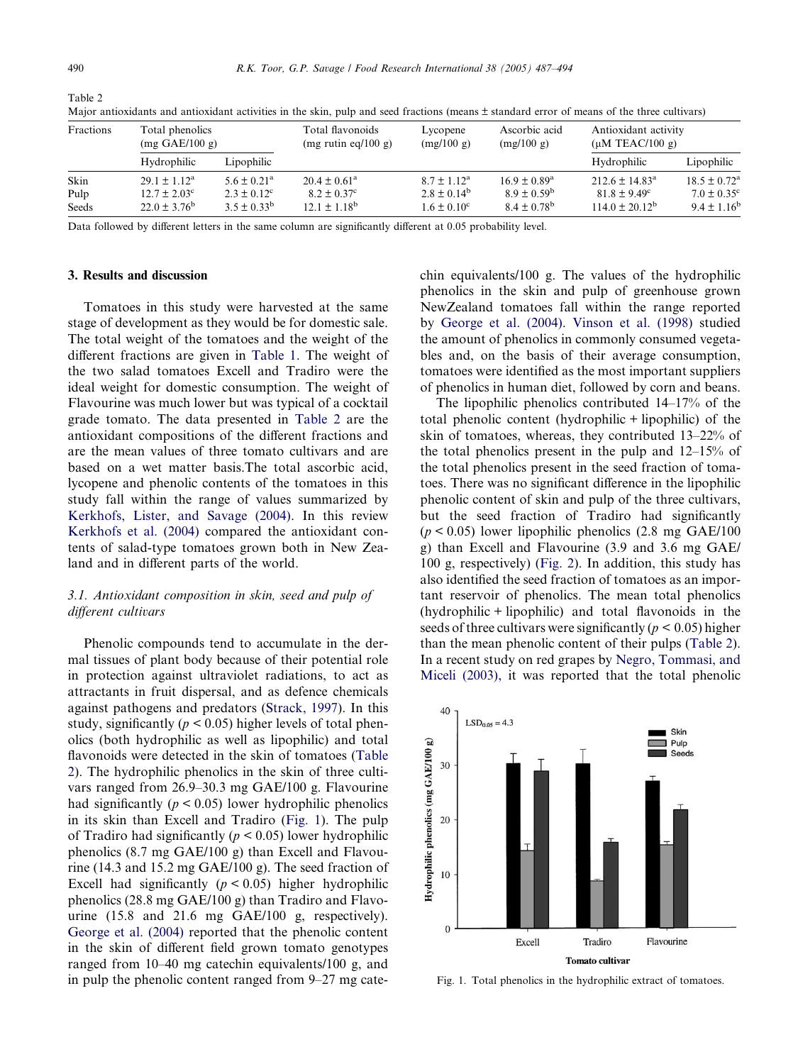Table 2
Major antioxidants and antioxidant activities in the skin, pulp and seed fractions (means ± standard error of means of the three cultivars)

| Fractions | Total phenolics (mg GAE/100 g) | | Total flavonoids (mg rutin eq/100 g) | Lycopene (mg/100 g) | Ascorbic acid (mg/100 g) | Antioxidant activity (μM TEAC/100 g) | |
|---|---|---|---|---|---|---|---|
| | Hydrophilic | Lipophilic | | | | Hydrophilic | Lipophilic |
| Skin | 29.1 ± 1.12[a] | 5.6 ± 0.21[a] | 20.4 ± 0.61[a] | 8.7 ± 1.12[a] | 16.9 ± 0.89[a] | 212.6 ± 14.83[a] | 18.5 ± 0.72[a] |
| Pulp | 12.7 ± 2.03[c] | 2.3 ± 0.12[c] | 8.2 ± 0.37[c] | 2.8 ± 0.14[b] | 8.9 ± 0.59[b] | 81.8 ± 9.49[c] | 7.0 ± 0.35[c] |
| Seeds | 22.0 ± 3.76[b] | 3.5 ± 0.33[b] | 12.1 ± 1.18[b] | 1.6 ± 0.10[c] | 8.4 ± 0.78[b] | 114.0 ± 20.12[b] | 9.4 ± 1.16[b] |

Data followed by different letters in the same column are significantly different at 0.05 probability level.

## 3. Results and discussion

Tomatoes in this study were harvested at the same stage of development as they would be for domestic sale. The total weight of the tomatoes and the weight of the different fractions are given in Table 1. The weight of the two salad tomatoes Excell and Tradiro were the ideal weight for domestic consumption. The weight of Flavourine was much lower but was typical of a cocktail grade tomato. The data presented in Table 2 are the antioxidant compositions of the different fractions and are the mean values of three tomato cultivars and are based on a wet matter basis.The total ascorbic acid, lycopene and phenolic contents of the tomatoes in this study fall within the range of values summarized by Kerkhofs, Lister, and Savage (2004). In this review Kerkhofs et al. (2004) compared the antioxidant contents of salad-type tomatoes grown both in New Zealand and in different parts of the world.

### 3.1. Antioxidant composition in skin, seed and pulp of different cultivars

Phenolic compounds tend to accumulate in the dermal tissues of plant body because of their potential role in protection against ultraviolet radiations, to act as attractants in fruit dispersal, and as defence chemicals against pathogens and predators (Strack, 1997). In this study, significantly ($p < 0.05$) higher levels of total phenolics (both hydrophilic as well as lipophilic) and total flavonoids were detected in the skin of tomatoes (Table 2). The hydrophilic phenolics in the skin of three cultivars ranged from 26.9–30.3 mg GAE/100 g. Flavourine had significantly ($p < 0.05$) lower hydrophilic phenolics in its skin than Excell and Tradiro (Fig. 1). The pulp of Tradiro had significantly ($p < 0.05$) lower hydrophilic phenolics (8.7 mg GAE/100 g) than Excell and Flavourine (14.3 and 15.2 mg GAE/100 g). The seed fraction of Excell had significantly ($p < 0.05$) higher hydrophilic phenolics (28.8 mg GAE/100 g) than Tradiro and Flavourine (15.8 and 21.6 mg GAE/100 g, respectively). George et al. (2004) reported that the phenolic content in the skin of different field grown tomato genotypes ranged from 10–40 mg catechin equivalents/100 g, and in pulp the phenolic content ranged from 9–27 mg catechin equivalents/100 g. The values of the hydrophilic phenolics in the skin and pulp of greenhouse grown NewZealand tomatoes fall within the range reported by George et al. (2004). Vinson et al. (1998) studied the amount of phenolics in commonly consumed vegetables and, on the basis of their average consumption, tomatoes were identified as the most important suppliers of phenolics in human diet, followed by corn and beans.

The lipophilic phenolics contributed 14–17% of the total phenolic content (hydrophilic + lipophilic) of the skin of tomatoes, whereas, they contributed 13–22% of the total phenolics present in the pulp and 12–15% of the total phenolics present in the seed fraction of tomatoes. There was no significant difference in the lipophilic phenolic content of skin and pulp of the three cultivars, but the seed fraction of Tradiro had significantly ($p < 0.05$) lower lipophilic phenolics (2.8 mg GAE/100 g) than Excell and Flavourine (3.9 and 3.6 mg GAE/100 g, respectively) (Fig. 2). In addition, this study has also identified the seed fraction of tomatoes as an important reservoir of phenolics. The mean total phenolics (hydrophilic + lipophilic) and total flavonoids in the seeds of three cultivars were significantly ($p < 0.05$) higher than the mean phenolic content of their pulps (Table 2). In a recent study on red grapes by Negro, Tommasi, and Miceli (2003), it was reported that the total phenolic

Fig. 1. Total phenolics in the hydrophilic extract of tomatoes.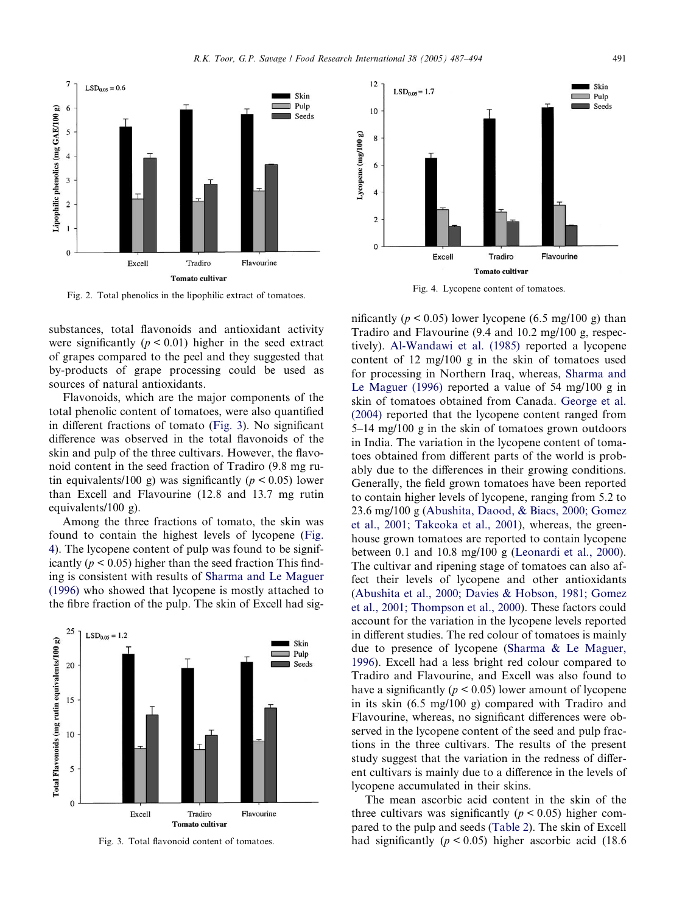Fig. 2. Total phenolics in the lipophilic extract of tomatoes.

Fig. 4. Lycopene content of tomatoes.

substances, total flavonoids and antioxidant activity were significantly ($p < 0.01$) higher in the seed extract of grapes compared to the peel and they suggested that by-products of grape processing could be used as sources of natural antioxidants.

Flavonoids, which are the major components of the total phenolic content of tomatoes, were also quantified in different fractions of tomato (Fig. 3). No significant difference was observed in the total flavonoids of the skin and pulp of the three cultivars. However, the flavonoid content in the seed fraction of Tradiro (9.8 mg rutin equivalents/100 g) was significantly ($p < 0.05$) lower than Excell and Flavourine (12.8 and 13.7 mg rutin equivalents/100 g).

Among the three fractions of tomato, the skin was found to contain the highest levels of lycopene (Fig. 4). The lycopene content of pulp was found to be significantly ($p < 0.05$) higher than the seed fraction This finding is consistent with results of Sharma and Le Maguer (1996) who showed that lycopene is mostly attached to the fibre fraction of the pulp. The skin of Excell had significantly ($p < 0.05$) lower lycopene (6.5 mg/100 g) than Tradiro and Flavourine (9.4 and 10.2 mg/100 g, respectively). Al-Wandawi et al. (1985) reported a lycopene content of 12 mg/100 g in the skin of tomatoes used for processing in Northern Iraq, whereas, Sharma and Le Maguer (1996) reported a value of 54 mg/100 g in skin of tomatoes obtained from Canada. George et al. (2004) reported that the lycopene content ranged from 5–14 mg/100 g in the skin of tomatoes grown outdoors in India. The variation in the lycopene content of tomatoes obtained from different parts of the world is probably due to the differences in their growing conditions. Generally, the field grown tomatoes have been reported to contain higher levels of lycopene, ranging from 5.2 to 23.6 mg/100 g (Abushita, Daood, & Biacs, 2000; Gomez et al., 2001; Takeoka et al., 2001), whereas, the greenhouse grown tomatoes are reported to contain lycopene between 0.1 and 10.8 mg/100 g (Leonardi et al., 2000). The cultivar and ripening stage of tomatoes can also affect their levels of lycopene and other antioxidants (Abushita et al., 2000; Davies & Hobson, 1981; Gomez et al., 2001; Thompson et al., 2000). These factors could account for the variation in the lycopene levels reported in different studies. The red colour of tomatoes is mainly due to presence of lycopene (Sharma & Le Maguer, 1996). Excell had a less bright red colour compared to Tradiro and Flavourine, and Excell was also found to have a significantly ($p < 0.05$) lower amount of lycopene in its skin (6.5 mg/100 g) compared with Tradiro and Flavourine, whereas, no significant differences were observed in the lycopene content of the seed and pulp fractions in the three cultivars. The results of the present study suggest that the variation in the redness of different cultivars is mainly due to a difference in the levels of lycopene accumulated in their skins.

The mean ascorbic acid content in the skin of the three cultivars was significantly ($p < 0.05$) higher compared to the pulp and seeds (Table 2). The skin of Excell had significantly ($p < 0.05$) higher ascorbic acid (18.6

Fig. 3. Total flavonoid content of tomatoes.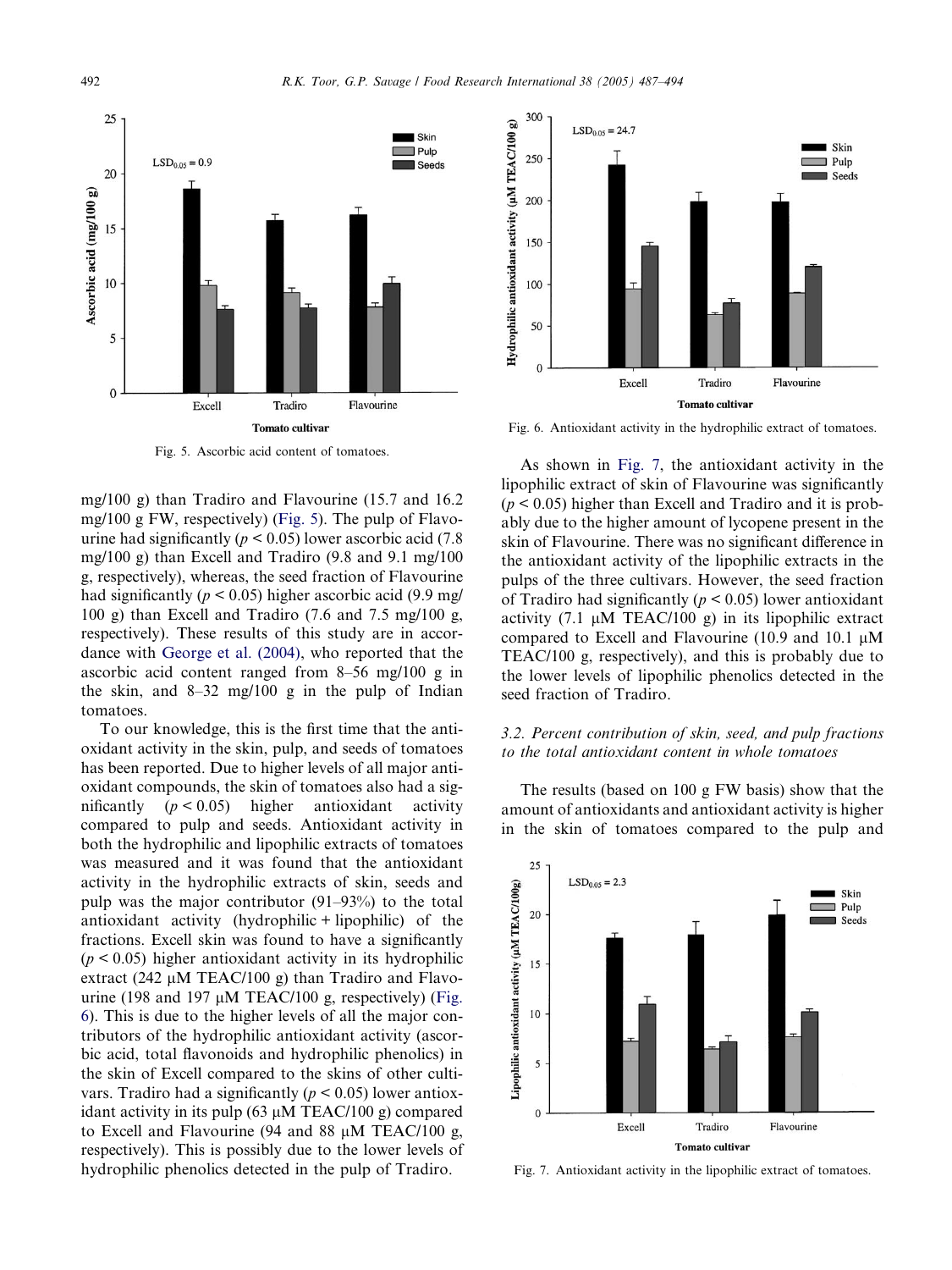Fig. 5. Ascorbic acid content of tomatoes.

Fig. 6. Antioxidant activity in the hydrophilic extract of tomatoes.

mg/100 g) than Tradiro and Flavourine (15.7 and 16.2 mg/100 g FW, respectively) (Fig. 5). The pulp of Flavourine had significantly ($p < 0.05$) lower ascorbic acid (7.8 mg/100 g) than Excell and Tradiro (9.8 and 9.1 mg/100 g, respectively), whereas, the seed fraction of Flavourine had significantly ($p < 0.05$) higher ascorbic acid (9.9 mg/100 g) than Excell and Tradiro (7.6 and 7.5 mg/100 g, respectively). These results of this study are in accordance with George et al. (2004), who reported that the ascorbic acid content ranged from 8–56 mg/100 g in the skin, and 8–32 mg/100 g in the pulp of Indian tomatoes.

To our knowledge, this is the first time that the antioxidant activity in the skin, pulp, and seeds of tomatoes has been reported. Due to higher levels of all major antioxidant compounds, the skin of tomatoes also had a significantly ($p < 0.05$) higher antioxidant activity compared to pulp and seeds. Antioxidant activity in both the hydrophilic and lipophilic extracts of tomatoes was measured and it was found that the antioxidant activity in the hydrophilic extracts of skin, seeds and pulp was the major contributor (91–93%) to the total antioxidant activity (hydrophilic + lipophilic) of the fractions. Excell skin was found to have a significantly ($p < 0.05$) higher antioxidant activity in its hydrophilic extract (242 μM TEAC/100 g) than Tradiro and Flavourine (198 and 197 μM TEAC/100 g, respectively) (Fig. 6). This is due to the higher levels of all the major contributors of the hydrophilic antioxidant activity (ascorbic acid, total flavonoids and hydrophilic phenolics) in the skin of Excell compared to the skins of other cultivars. Tradiro had a significantly ($p < 0.05$) lower antioxidant activity in its pulp (63 μM TEAC/100 g) compared to Excell and Flavourine (94 and 88 μM TEAC/100 g, respectively). This is possibly due to the lower levels of hydrophilic phenolics detected in the pulp of Tradiro.

As shown in Fig. 7, the antioxidant activity in the lipophilic extract of skin of Flavourine was significantly ($p < 0.05$) higher than Excell and Tradiro and it is probably due to the higher amount of lycopene present in the skin of Flavourine. There was no significant difference in the antioxidant activity of the lipophilic extracts in the pulps of the three cultivars. However, the seed fraction of Tradiro had significantly ($p < 0.05$) lower antioxidant activity (7.1 μM TEAC/100 g) in its lipophilic extract compared to Excell and Flavourine (10.9 and 10.1 μM TEAC/100 g, respectively), and this is probably due to the lower levels of lipophilic phenolics detected in the seed fraction of Tradiro.

### *3.2. Percent contribution of skin, seed, and pulp fractions to the total antioxidant content in whole tomatoes*

The results (based on 100 g FW basis) show that the amount of antioxidants and antioxidant activity is higher in the skin of tomatoes compared to the pulp and

Fig. 7. Antioxidant activity in the lipophilic extract of tomatoes.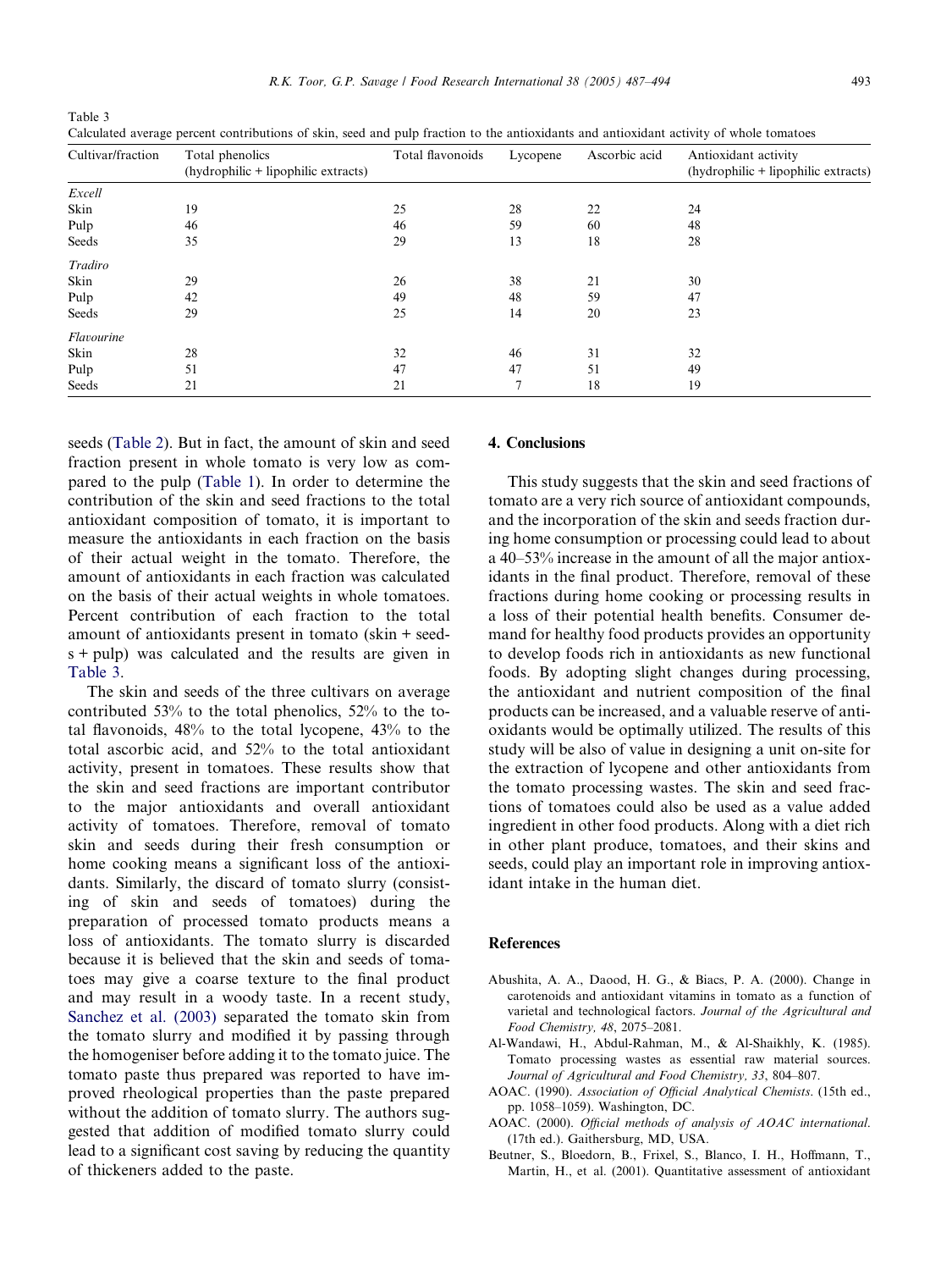Table 3
Calculated average percent contributions of skin, seed and pulp fraction to the antioxidants and antioxidant activity of whole tomatoes

| Cultivar/fraction | Total phenolics (hydrophilic + lipophilic extracts) | Total flavonoids | Lycopene | Ascorbic acid | Antioxidant activity (hydrophilic + lipophilic extracts) |
|---|---|---|---|---|---|
| *Excell* | | | | | |
| Skin | 19 | 25 | 28 | 22 | 24 |
| Pulp | 46 | 46 | 59 | 60 | 48 |
| Seeds | 35 | 29 | 13 | 18 | 28 |
| *Tradiro* | | | | | |
| Skin | 29 | 26 | 38 | 21 | 30 |
| Pulp | 42 | 49 | 48 | 59 | 47 |
| Seeds | 29 | 25 | 14 | 20 | 23 |
| *Flavourine* | | | | | |
| Skin | 28 | 32 | 46 | 31 | 32 |
| Pulp | 51 | 47 | 47 | 51 | 49 |
| Seeds | 21 | 21 | 7 | 18 | 19 |

seeds (Table 2). But in fact, the amount of skin and seed fraction present in whole tomato is very low as compared to the pulp (Table 1). In order to determine the contribution of the skin and seed fractions to the total antioxidant composition of tomato, it is important to measure the antioxidants in each fraction on the basis of their actual weight in the tomato. Therefore, the amount of antioxidants in each fraction was calculated on the basis of their actual weights in whole tomatoes. Percent contribution of each fraction to the total amount of antioxidants present in tomato (skin + seeds + pulp) was calculated and the results are given in Table 3.

The skin and seeds of the three cultivars on average contributed 53% to the total phenolics, 52% to the total flavonoids, 48% to the total lycopene, 43% to the total ascorbic acid, and 52% to the total antioxidant activity, present in tomatoes. These results show that the skin and seed fractions are important contributor to the major antioxidants and overall antioxidant activity of tomatoes. Therefore, removal of tomato skin and seeds during their fresh consumption or home cooking means a significant loss of the antioxidants. Similarly, the discard of tomato slurry (consisting of skin and seeds of tomatoes) during the preparation of processed tomato products means a loss of antioxidants. The tomato slurry is discarded because it is believed that the skin and seeds of tomatoes may give a coarse texture to the final product and may result in a woody taste. In a recent study, Sanchez et al. (2003) separated the tomato skin from the tomato slurry and modified it by passing through the homogeniser before adding it to the tomato juice. The tomato paste thus prepared was reported to have improved rheological properties than the paste prepared without the addition of tomato slurry. The authors suggested that addition of modified tomato slurry could lead to a significant cost saving by reducing the quantity of thickeners added to the paste.

## 4. Conclusions

This study suggests that the skin and seed fractions of tomato are a very rich source of antioxidant compounds, and the incorporation of the skin and seeds fraction during home consumption or processing could lead to about a 40–53% increase in the amount of all the major antioxidants in the final product. Therefore, removal of these fractions during home cooking or processing results in a loss of their potential health benefits. Consumer demand for healthy food products provides an opportunity to develop foods rich in antioxidants as new functional foods. By adopting slight changes during processing, the antioxidant and nutrient composition of the final products can be increased, and a valuable reserve of antioxidants would be optimally utilized. The results of this study will be also of value in designing a unit on-site for the extraction of lycopene and other antioxidants from the tomato processing wastes. The skin and seed fractions of tomatoes could also be used as a value added ingredient in other food products. Along with a diet rich in other plant produce, tomatoes, and their skins and seeds, could play an important role in improving antioxidant intake in the human diet.

## References

- Abushita, A. A., Daood, H. G., & Biacs, P. A. (2000). Change in carotenoids and antioxidant vitamins in tomato as a function of varietal and technological factors. *Journal of the Agricultural and Food Chemistry, 48*, 2075–2081.
- Al-Wandawi, H., Abdul-Rahman, M., & Al-Shaikhly, K. (1985). Tomato processing wastes as essential raw material sources. *Journal of Agricultural and Food Chemistry, 33*, 804–807.
- AOAC. (1990). *Association of Official Analytical Chemists*. (15th ed., pp. 1058–1059). Washington, DC.
- AOAC. (2000). *Official methods of analysis of AOAC international*. (17th ed.). Gaithersburg, MD, USA.
- Beutner, S., Bloedorn, B., Frixel, S., Blanco, I. H., Hoffmann, T., Martin, H., et al. (2001). Quantitative assessment of antioxidant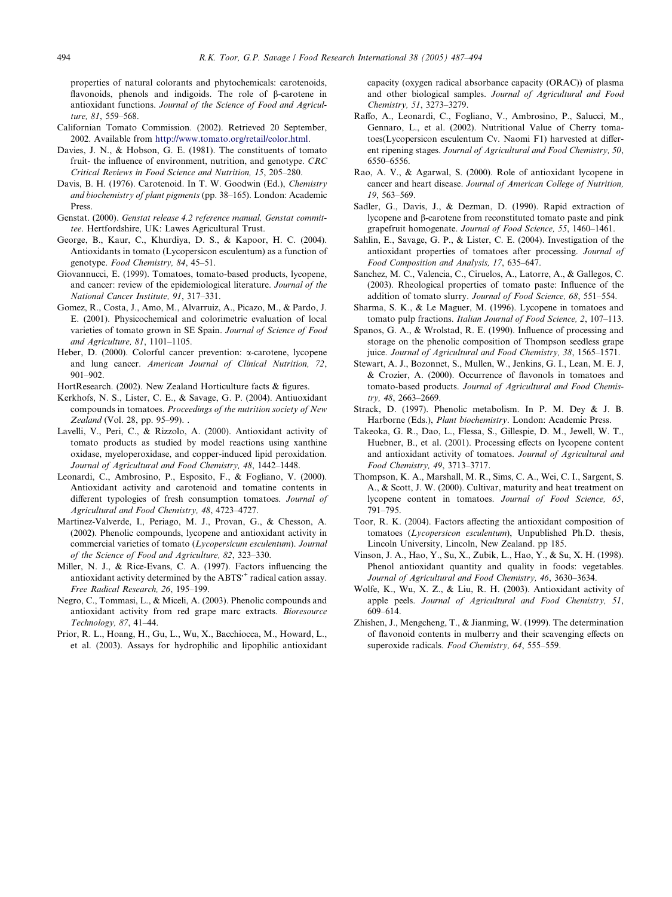properties of natural colorants and phytochemicals: carotenoids, flavonoids, phenols and indigoids. The role of β-carotene in antioxidant functions. *Journal of the Science of Food and Agriculture, 81*, 559–568.

Californian Tomato Commission. (2002). Retrieved 20 September, 2002. Available from http://www.tomato.org/retail/color.html.

Davies, J. N., & Hobson, G. E. (1981). The constituents of tomato fruit- the influence of environment, nutrition, and genotype. *CRC Critical Reviews in Food Science and Nutrition, 15*, 205–280.

Davis, B. H. (1976). Carotenoid. In T. W. Goodwin (Ed.), *Chemistry and biochemistry of plant pigments* (pp. 38–165). London: Academic Press.

Genstat. (2000). *Genstat release 4.2 reference manual, Genstat committee*. Hertfordshire, UK: Lawes Agricultural Trust.

George, B., Kaur, C., Khurdiya, D. S., & Kapoor, H. C. (2004). Antioxidants in tomato (Lycopersicon esculentum) as a function of genotype. *Food Chemistry, 84*, 45–51.

Giovannucci, E. (1999). Tomatoes, tomato-based products, lycopene, and cancer: review of the epidemiological literature. *Journal of the National Cancer Institute, 91*, 317–331.

Gomez, R., Costa, J., Amo, M., Alvarruiz, A., Picazo, M., & Pardo, J. E. (2001). Physicochemical and colorimetric evaluation of local varieties of tomato grown in SE Spain. *Journal of Science of Food and Agriculture, 81*, 1101–1105.

Heber, D. (2000). Colorful cancer prevention: α-carotene, lycopene and lung cancer. *American Journal of Clinical Nutrition, 72*, 901–902.

HortResearch. (2002). New Zealand Horticulture facts & figures.

Kerkhofs, N. S., Lister, C. E., & Savage, G. P. (2004). Antiuoxidant compounds in tomatoes. *Proceedings of the nutrition society of New Zealand* (Vol. 28, pp. 95–99). .

Lavelli, V., Peri, C., & Rizzolo, A. (2000). Antioxidant activity of tomato products as studied by model reactions using xanthine oxidase, myeloperoxidase, and copper-induced lipid peroxidation. *Journal of Agricultural and Food Chemistry, 48*, 1442–1448.

Leonardi, C., Ambrosino, P., Esposito, F., & Fogliano, V. (2000). Antioxidant activity and carotenoid and tomatine contents in different typologies of fresh consumption tomatoes. *Journal of Agricultural and Food Chemistry, 48*, 4723–4727.

Martinez-Valverde, I., Periago, M. J., Provan, G., & Chesson, A. (2002). Phenolic compounds, lycopene and antioxidant activity in commercial varieties of tomato (*Lycopersicum esculentum*). *Journal of the Science of Food and Agriculture, 82*, 323–330.

Miller, N. J., & Rice-Evans, C. A. (1997). Factors influencing the antioxidant activity determined by the $ABTS^{\cdot+}$ radical cation assay. *Free Radical Research, 26*, 195–199.

Negro, C., Tommasi, L., & Miceli, A. (2003). Phenolic compounds and antioxidant activity from red grape marc extracts. *Bioresource Technology, 87*, 41–44.

Prior, R. L., Hoang, H., Gu, L., Wu, X., Bacchiocca, M., Howard, L., et al. (2003). Assays for hydrophilic and lipophilic antioxidant capacity (oxygen radical absorbance capacity (ORAC)) of plasma and other biological samples. *Journal of Agricultural and Food Chemistry, 51*, 3273–3279.

Raffo, A., Leonardi, C., Fogliano, V., Ambrosino, P., Salucci, M., Gennaro, L., et al. (2002). Nutritional Value of Cherry tomatoes(Lycopersicon esculentum Cv. Naomi F1) harvested at different ripening stages. *Journal of Agricultural and Food Chemistry, 50*, 6550–6556.

Rao, A. V., & Agarwal, S. (2000). Role of antioxidant lycopene in cancer and heart disease. *Journal of American College of Nutrition, 19*, 563–569.

Sadler, G., Davis, J., & Dezman, D. (1990). Rapid extraction of lycopene and β-carotene from reconstituted tomato paste and pink grapefruit homogenate. *Journal of Food Science, 55*, 1460–1461.

Sahlin, E., Savage, G. P., & Lister, C. E. (2004). Investigation of the antioxidant properties of tomatoes after processing. *Journal of Food Composition and Analysis, 17*, 635–647.

Sanchez, M. C., Valencia, C., Ciruelos, A., Latorre, A., & Gallegos, C. (2003). Rheological properties of tomato paste: Influence of the addition of tomato slurry. *Journal of Food Science, 68*, 551–554.

Sharma, S. K., & Le Maguer, M. (1996). Lycopene in tomatoes and tomato pulp fractions. *Italian Journal of Food Science, 2*, 107–113.

Spanos, G. A., & Wrolstad, R. E. (1990). Influence of processing and storage on the phenolic composition of Thompson seedless grape juice. *Journal of Agricultural and Food Chemistry, 38*, 1565–1571.

Stewart, A. J., Bozonnet, S., Mullen, W., Jenkins, G. I., Lean, M. E. J, & Crozier, A. (2000). Occurrence of flavonols in tomatoes and tomato-based products. *Journal of Agricultural and Food Chemistry, 48*, 2663–2669.

Strack, D. (1997). Phenolic metabolism. In P. M. Dey & J. B. Harborne (Eds.), *Plant biochemistry*. London: Academic Press.

Takeoka, G. R., Dao, L., Flessa, S., Gillespie, D. M., Jewell, W. T., Huebner, B., et al. (2001). Processing effects on lycopene content and antioxidant activity of tomatoes. *Journal of Agricultural and Food Chemistry, 49*, 3713–3717.

Thompson, K. A., Marshall, M. R., Sims, C. A., Wei, C. I., Sargent, S. A., & Scott, J. W. (2000). Cultivar, maturity and heat treatment on lycopene content in tomatoes. *Journal of Food Science, 65*, 791–795.

Toor, R. K. (2004). Factors affecting the antioxidant composition of tomatoes (*Lycopersicon esculentum*), Unpublished Ph.D. thesis, Lincoln University, Lincoln, New Zealand. pp 185.

Vinson, J. A., Hao, Y., Su, X., Zubik, L., Hao, Y., & Su, X. H. (1998). Phenol antioxidant quantity and quality in foods: vegetables. *Journal of Agricultural and Food Chemistry, 46*, 3630–3634.

Wolfe, K., Wu, X. Z., & Liu, R. H. (2003). Antioxidant activity of apple peels. *Journal of Agricultural and Food Chemistry, 51*, 609–614.

Zhishen, J., Mengcheng, T., & Jianming, W. (1999). The determination of flavonoid contents in mulberry and their scavenging effects on superoxide radicals. *Food Chemistry, 64*, 555–559.